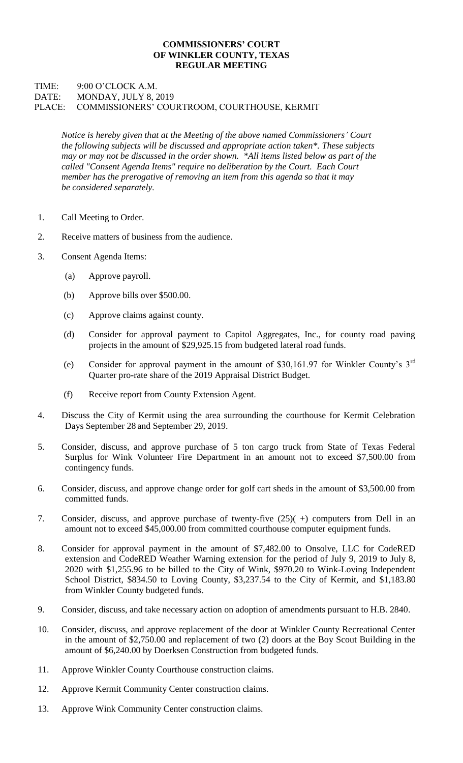# COMMISSIONERS' COURT
# OF WINKLER COUNTY, TEXAS
# REGULAR MEETING

TIME: 9:00 O'CLOCK A.M.
DATE: MONDAY, JULY 8, 2019
PLACE: COMMISSIONERS' COURTROOM, COURTHOUSE, KERMIT

*Notice is hereby given that at the Meeting of the above named Commissioners' Court the following subjects will be discussed and appropriate action taken*. These subjects may or may not be discussed in the order shown. \*All items listed below as part of the called "Consent Agenda Items" require no deliberation by the Court. Each Court member has the prerogative of removing an item from this agenda so that it may be considered separately.*

1. Call Meeting to Order.
2. Receive matters of business from the audience.
3. Consent Agenda Items:
   - (a) Approve payroll.
   - (b) Approve bills over $500.00.
   - (c) Approve claims against county.
   - (d) Consider for approval payment to Capitol Aggregates, Inc., for county road paving projects in the amount of $29,925.15 from budgeted lateral road funds.
   - (e) Consider for approval payment in the amount of $30,161.97 for Winkler County's 3rd Quarter pro-rate share of the 2019 Appraisal District Budget.
   - (f) Receive report from County Extension Agent.
4. Discuss the City of Kermit using the area surrounding the courthouse for Kermit Celebration Days September 28 and September 29, 2019.
5. Consider, discuss, and approve purchase of 5 ton cargo truck from State of Texas Federal Surplus for Wink Volunteer Fire Department in an amount not to exceed $7,500.00 from contingency funds.
6. Consider, discuss, and approve change order for golf cart sheds in the amount of $3,500.00 from committed funds.
7. Consider, discuss, and approve purchase of twenty-five (25)( +) computers from Dell in an amount not to exceed $45,000.00 from committed courthouse computer equipment funds.
8. Consider for approval payment in the amount of $7,482.00 to Onsolve, LLC for CodeRED extension and CodeRED Weather Warning extension for the period of July 9, 2019 to July 8, 2020 with $1,255.96 to be billed to the City of Wink, $970.20 to Wink-Loving Independent School District, $834.50 to Loving County, $3,237.54 to the City of Kermit, and $1,183.80 from Winkler County budgeted funds.
9. Consider, discuss, and take necessary action on adoption of amendments pursuant to H.B. 2840.
10. Consider, discuss, and approve replacement of the door at Winkler County Recreational Center in the amount of $2,750.00 and replacement of two (2) doors at the Boy Scout Building in the amount of $6,240.00 by Doerksen Construction from budgeted funds.
11. Approve Winkler County Courthouse construction claims.
12. Approve Kermit Community Center construction claims.
13. Approve Wink Community Center construction claims.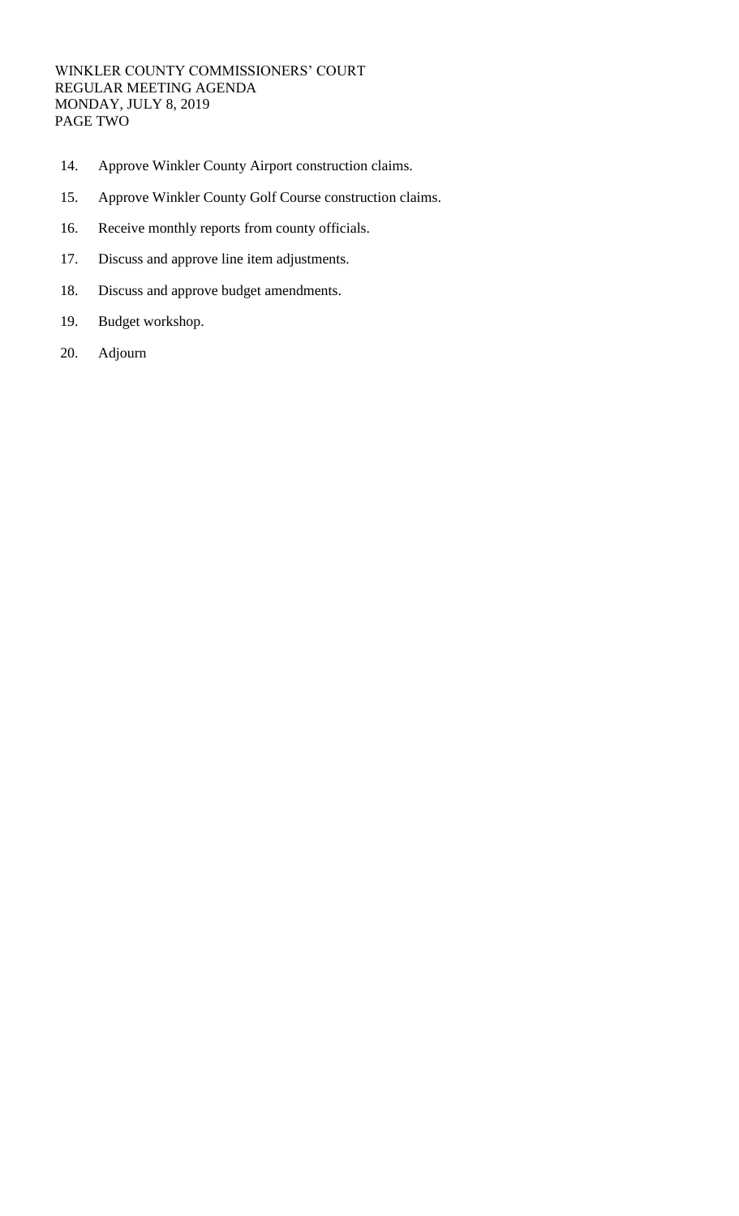14. Approve Winkler County Airport construction claims.
15. Approve Winkler County Golf Course construction claims.
16. Receive monthly reports from county officials.
17. Discuss and approve line item adjustments.
18. Discuss and approve budget amendments.
19. Budget workshop.
20. Adjourn